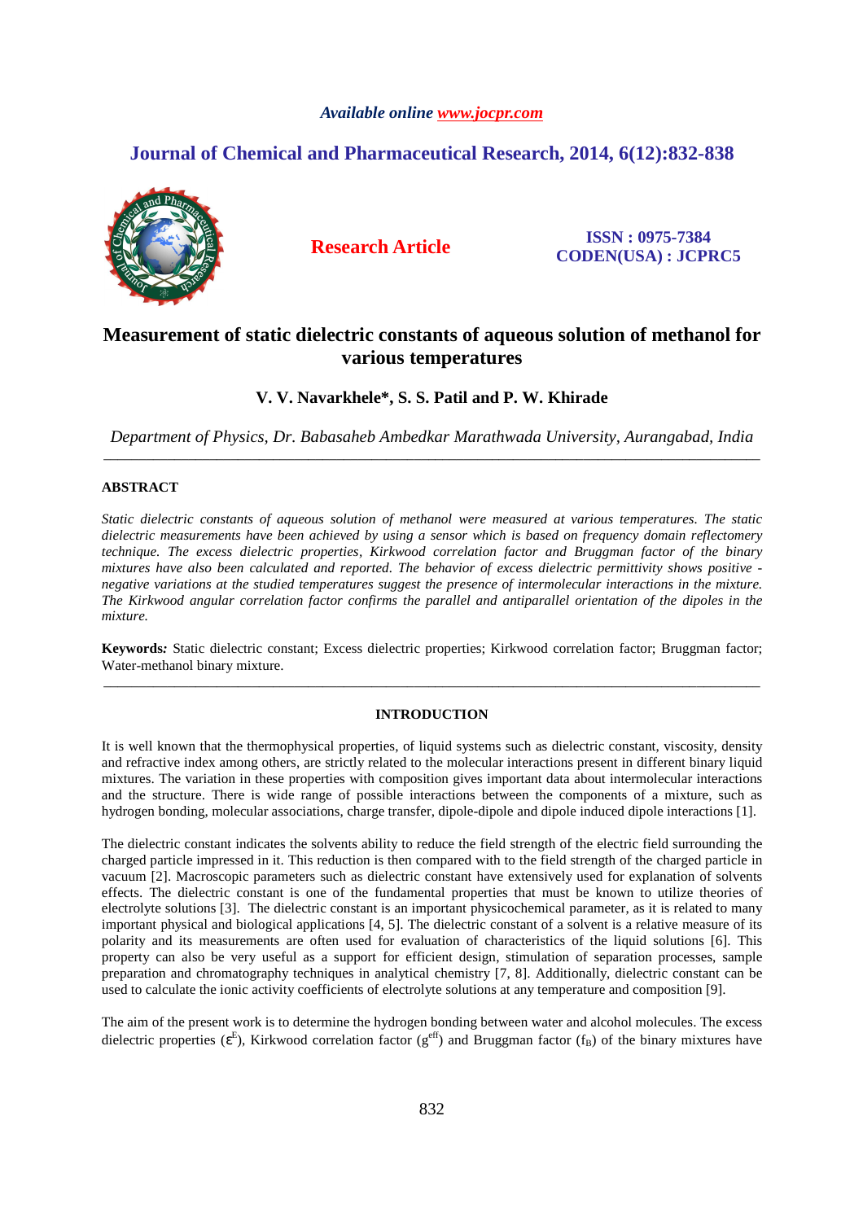*Available online www.jocpr.com*

**Journal of Chemical and Pharmaceutical Research, 2014, 6(12):832-838**

**Research Article**

**ISSN : 0975-7384**
**CODEN(USA) : JCPRC5**

# Measurement of static dielectric constants of aqueous solution of methanol for various temperatures

**V. V. Navarkhele\*, S. S. Patil and P. W. Khirade**

*Department of Physics, Dr. Babasaheb Ambedkar Marathwada University, Aurangabad, India*

---

## ABSTRACT

*Static dielectric constants of aqueous solution of methanol were measured at various temperatures. The static dielectric measurements have been achieved by using a sensor which is based on frequency domain reflectomery technique. The excess dielectric properties, Kirkwood correlation factor and Bruggman factor of the binary mixtures have also been calculated and reported. The behavior of excess dielectric permittivity shows positive - negative variations at the studied temperatures suggest the presence of intermolecular interactions in the mixture. The Kirkwood angular correlation factor confirms the parallel and antiparallel orientation of the dipoles in the mixture.*

**Keywords:** Static dielectric constant; Excess dielectric properties; Kirkwood correlation factor; Bruggman factor; Water-methanol binary mixture.

---

## INTRODUCTION

It is well known that the thermophysical properties, of liquid systems such as dielectric constant, viscosity, density and refractive index among others, are strictly related to the molecular interactions present in different binary liquid mixtures. The variation in these properties with composition gives important data about intermolecular interactions and the structure. There is wide range of possible interactions between the components of a mixture, such as hydrogen bonding, molecular associations, charge transfer, dipole-dipole and dipole induced dipole interactions [1].

The dielectric constant indicates the solvents ability to reduce the field strength of the electric field surrounding the charged particle impressed in it. This reduction is then compared with to the field strength of the charged particle in vacuum [2]. Macroscopic parameters such as dielectric constant have extensively used for explanation of solvents effects. The dielectric constant is one of the fundamental properties that must be known to utilize theories of electrolyte solutions [3]. The dielectric constant is an important physicochemical parameter, as it is related to many important physical and biological applications [4, 5]. The dielectric constant of a solvent is a relative measure of its polarity and its measurements are often used for evaluation of characteristics of the liquid solutions [6]. This property can also be very useful as a support for efficient design, stimulation of separation processes, sample preparation and chromatography techniques in analytical chemistry [7, 8]. Additionally, dielectric constant can be used to calculate the ionic activity coefficients of electrolyte solutions at any temperature and composition [9].

The aim of the present work is to determine the hydrogen bonding between water and alcohol molecules. The excess dielectric properties ($\varepsilon^E$), Kirkwood correlation factor ($g^{eff}$) and Bruggman factor ($f_B$) of the binary mixtures have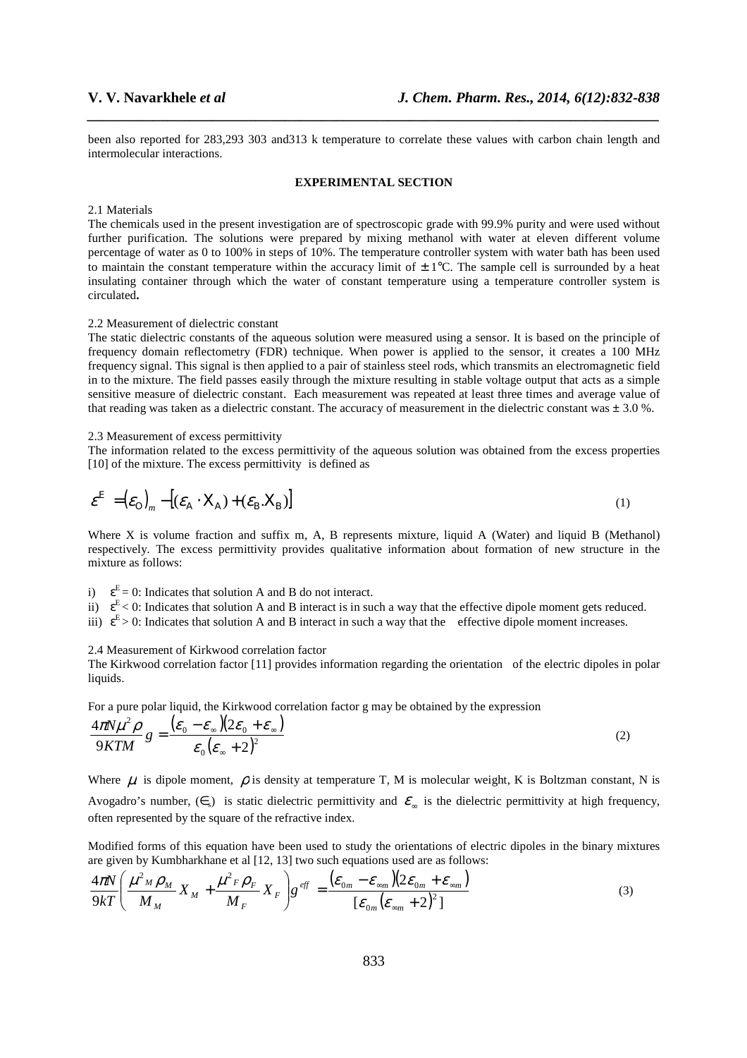been also reported for 283,293 303 and313 k temperature to correlate these values with carbon chain length and intermolecular interactions.

## EXPERIMENTAL SECTION

2.1 Materials

The chemicals used in the present investigation are of spectroscopic grade with 99.9% purity and were used without further purification. The solutions were prepared by mixing methanol with water at eleven different volume percentage of water as 0 to 100% in steps of 10%. The temperature controller system with water bath has been used to maintain the constant temperature within the accuracy limit of $\pm 1°C$. The sample cell is surrounded by a heat insulating container through which the water of constant temperature using a temperature controller system is circulated**.**

2.2 Measurement of dielectric constant

The static dielectric constants of the aqueous solution were measured using a sensor. It is based on the principle of frequency domain reflectometry (FDR) technique. When power is applied to the sensor, it creates a 100 MHz frequency signal. This signal is then applied to a pair of stainless steel rods, which transmits an electromagnetic field in to the mixture. The field passes easily through the mixture resulting in stable voltage output that acts as a simple sensitive measure of dielectric constant. Each measurement was repeated at least three times and average value of that reading was taken as a dielectric constant. The accuracy of measurement in the dielectric constant was ± 3.0 %.

2.3 Measurement of excess permittivity

The information related to the excess permittivity of the aqueous solution was obtained from the excess properties [10] of the mixture. The excess permittivity is defined as

$$\varepsilon^E = (\varepsilon_O)_m - [(\varepsilon_A \cdot X_A) + (\varepsilon_B . X_B)] \tag{1}$$

Where X is volume fraction and suffix m, A, B represents mixture, liquid A (Water) and liquid B (Methanol) respectively. The excess permittivity provides qualitative information about formation of new structure in the mixture as follows:

i) $\varepsilon^E = 0$: Indicates that solution A and B do not interact.
ii) $\varepsilon^E < 0$: Indicates that solution A and B interact is in such a way that the effective dipole moment gets reduced.
iii) $\varepsilon^E > 0$: Indicates that solution A and B interact in such a way that the effective dipole moment increases.

2.4 Measurement of Kirkwood correlation factor

The Kirkwood correlation factor [11] provides information regarding the orientation of the electric dipoles in polar liquids.

For a pure polar liquid, the Kirkwood correlation factor g may be obtained by the expression

$$\frac{4\pi N\mu^2\rho}{9KTM} g = \frac{(\varepsilon_0 - \varepsilon_\infty)(2\varepsilon_0 + \varepsilon_\infty)}{\varepsilon_0(\varepsilon_\infty + 2)^2} \tag{2}$$

Where $\mu$ is dipole moment, $\rho$ is density at temperature T, M is molecular weight, K is Boltzman constant, N is Avogadro's number, ($\epsilon_s$) is static dielectric permittivity and $\varepsilon_\infty$ is the dielectric permittivity at high frequency, often represented by the square of the refractive index.

Modified forms of this equation have been used to study the orientations of electric dipoles in the binary mixtures are given by Kumbharkhane et al [12, 13] two such equations used are as follows:

$$\frac{4\pi N}{9kT}\left(\frac{\mu^2{}_M\rho_M}{M_M}X_M + \frac{\mu^2{}_F\rho_F}{M_F}X_F\right)g^{eff} = \frac{(\varepsilon_{0m} - \varepsilon_{\infty m})(2\varepsilon_{0m} + \varepsilon_{\infty m})}{[\varepsilon_{0m}(\varepsilon_{\infty m} + 2)^2]} \tag{3}$$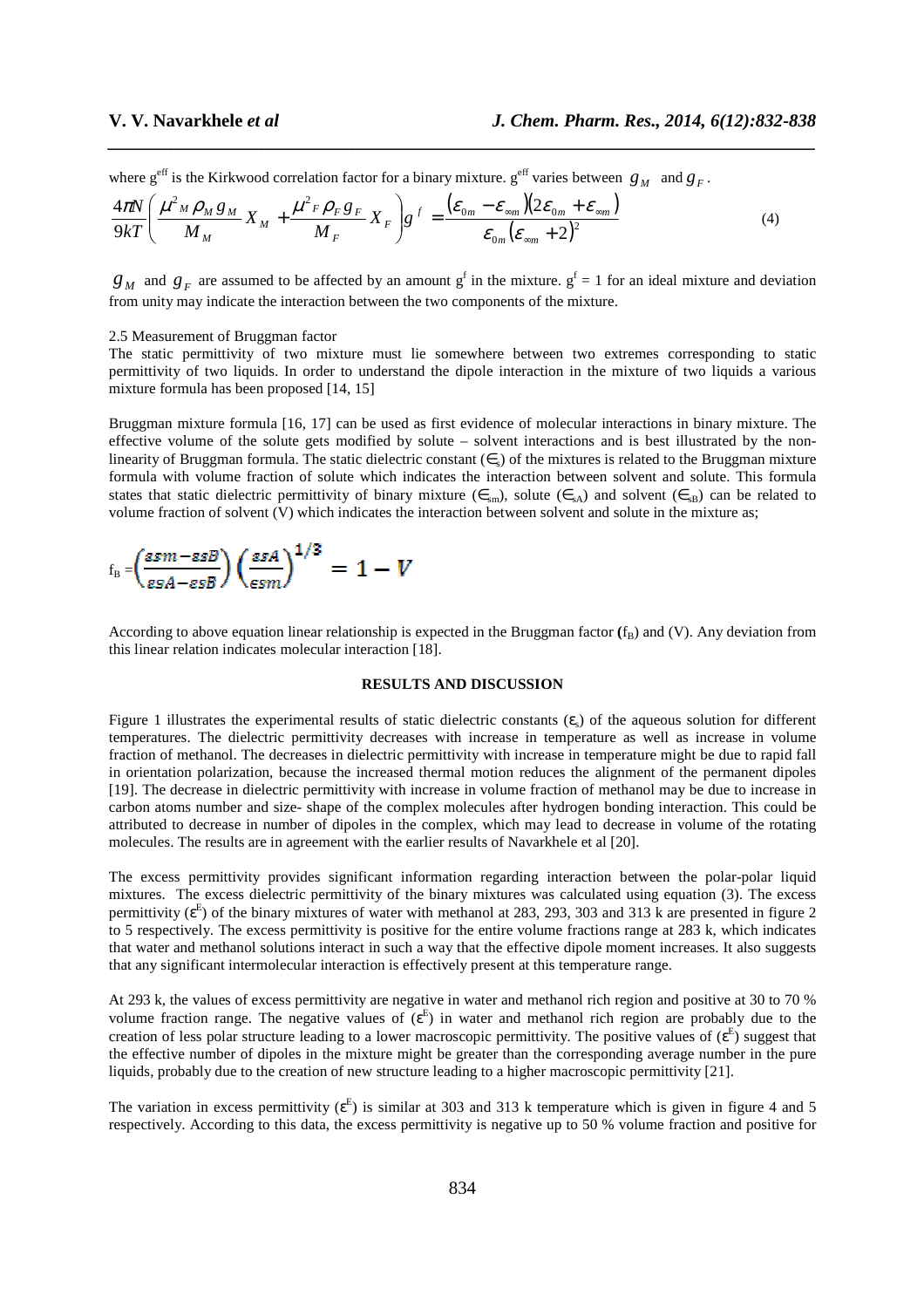where $g^{eff}$ is the Kirkwood correlation factor for a binary mixture. $g^{eff}$ varies between $g_M$ and $g_F$.

$$\frac{4\pi N}{9kT}\left(\frac{\mu^2{}_M \rho_M g_M}{M_M} X_M + \frac{\mu^2{}_F \rho_F g_F}{M_F} X_F\right) g^f = \frac{(\varepsilon_{0m} - \varepsilon_{\infty m})(2\varepsilon_{0m} + \varepsilon_{\infty m})}{\varepsilon_{0m}(\varepsilon_{\infty m} + 2)^2} \tag{4}$$

$g_M$ and $g_F$ are assumed to be affected by an amount $g^f$ in the mixture. $g^f = 1$ for an ideal mixture and deviation from unity may indicate the interaction between the two components of the mixture.

2.5 Measurement of Bruggman factor

The static permittivity of two mixture must lie somewhere between two extremes corresponding to static permittivity of two liquids. In order to understand the dipole interaction in the mixture of two liquids a various mixture formula has been proposed [14, 15]

Bruggman mixture formula [16, 17] can be used as first evidence of molecular interactions in binary mixture. The effective volume of the solute gets modified by solute – solvent interactions and is best illustrated by the non-linearity of Bruggman formula. The static dielectric constant ($\in_s$) of the mixtures is related to the Bruggman mixture formula with volume fraction of solute which indicates the interaction between solvent and solute. This formula states that static dielectric permittivity of binary mixture ($\in_{sm}$), solute ($\in_{sA}$) and solvent ($\in_{sB}$) can be related to volume fraction of solvent (V) which indicates the interaction between solvent and solute in the mixture as;

$$f_B = \left(\frac{\varepsilon sm - \varepsilon sB}{\varepsilon sA - \varepsilon sB}\right)\left(\frac{\varepsilon sA}{\varepsilon sm}\right)^{1/3} = 1 - V$$

According to above equation linear relationship is expected in the Bruggman factor ($f_B$) and (V). Any deviation from this linear relation indicates molecular interaction [18].

## RESULTS AND DISCUSSION

Figure 1 illustrates the experimental results of static dielectric constants ($\varepsilon_s$) of the aqueous solution for different temperatures. The dielectric permittivity decreases with increase in temperature as well as increase in volume fraction of methanol. The decreases in dielectric permittivity with increase in temperature might be due to rapid fall in orientation polarization, because the increased thermal motion reduces the alignment of the permanent dipoles [19]. The decrease in dielectric permittivity with increase in volume fraction of methanol may be due to increase in carbon atoms number and size- shape of the complex molecules after hydrogen bonding interaction. This could be attributed to decrease in number of dipoles in the complex, which may lead to decrease in volume of the rotating molecules. The results are in agreement with the earlier results of Navarkhele et al [20].

The excess permittivity provides significant information regarding interaction between the polar-polar liquid mixtures. The excess dielectric permittivity of the binary mixtures was calculated using equation (3). The excess permittivity ($\varepsilon^E$) of the binary mixtures of water with methanol at 283, 293, 303 and 313 k are presented in figure 2 to 5 respectively. The excess permittivity is positive for the entire volume fractions range at 283 k, which indicates that water and methanol solutions interact in such a way that the effective dipole moment increases. It also suggests that any significant intermolecular interaction is effectively present at this temperature range.

At 293 k, the values of excess permittivity are negative in water and methanol rich region and positive at 30 to 70 % volume fraction range. The negative values of ($\varepsilon^E$) in water and methanol rich region are probably due to the creation of less polar structure leading to a lower macroscopic permittivity. The positive values of ($\varepsilon^E$) suggest that the effective number of dipoles in the mixture might be greater than the corresponding average number in the pure liquids, probably due to the creation of new structure leading to a higher macroscopic permittivity [21].

The variation in excess permittivity ($\varepsilon^E$) is similar at 303 and 313 k temperature which is given in figure 4 and 5 respectively. According to this data, the excess permittivity is negative up to 50 % volume fraction and positive for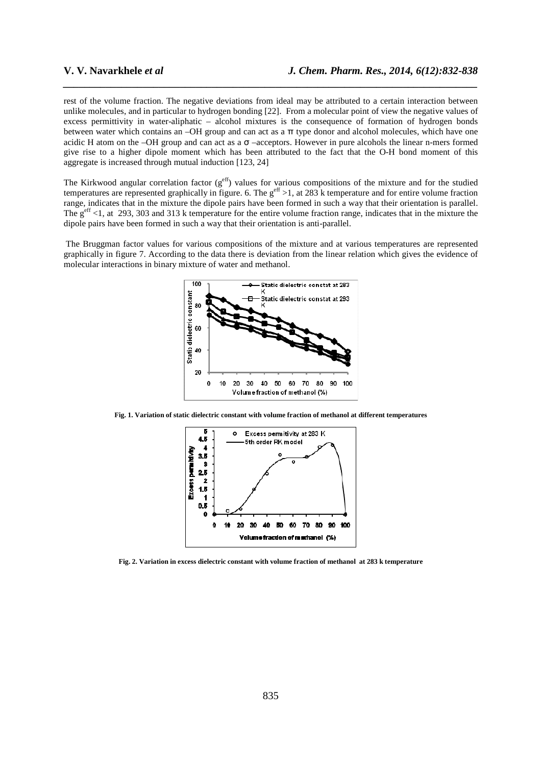rest of the volume fraction. The negative deviations from ideal may be attributed to a certain interaction between unlike molecules, and in particular to hydrogen bonding [22]. From a molecular point of view the negative values of excess permittivity in water-aliphatic – alcohol mixtures is the consequence of formation of hydrogen bonds between water which contains an –OH group and can act as a π type donor and alcohol molecules, which have one acidic H atom on the –OH group and can act as a σ –acceptors. However in pure alcohols the linear n-mers formed give rise to a higher dipole moment which has been attributed to the fact that the O-H bond moment of this aggregate is increased through mutual induction [123, 24]

The Kirkwood angular correlation factor ($g^{eff}$) values for various compositions of the mixture and for the studied temperatures are represented graphically in figure. 6. The $g^{eff} > 1$, at 283 k temperature and for entire volume fraction range, indicates that in the mixture the dipole pairs have been formed in such a way that their orientation is parallel. The $g^{eff} < 1$, at 293, 303 and 313 k temperature for the entire volume fraction range, indicates that in the mixture the dipole pairs have been formed in such a way that their orientation is anti-parallel.

The Bruggman factor values for various compositions of the mixture and at various temperatures are represented graphically in figure 7. According to the data there is deviation from the linear relation which gives the evidence of molecular interactions in binary mixture of water and methanol.

**Fig. 1. Variation of static dielectric constant with volume fraction of methanol at different temperatures**

**Fig. 2. Variation in excess dielectric constant with volume fraction of methanol at 283 k temperature**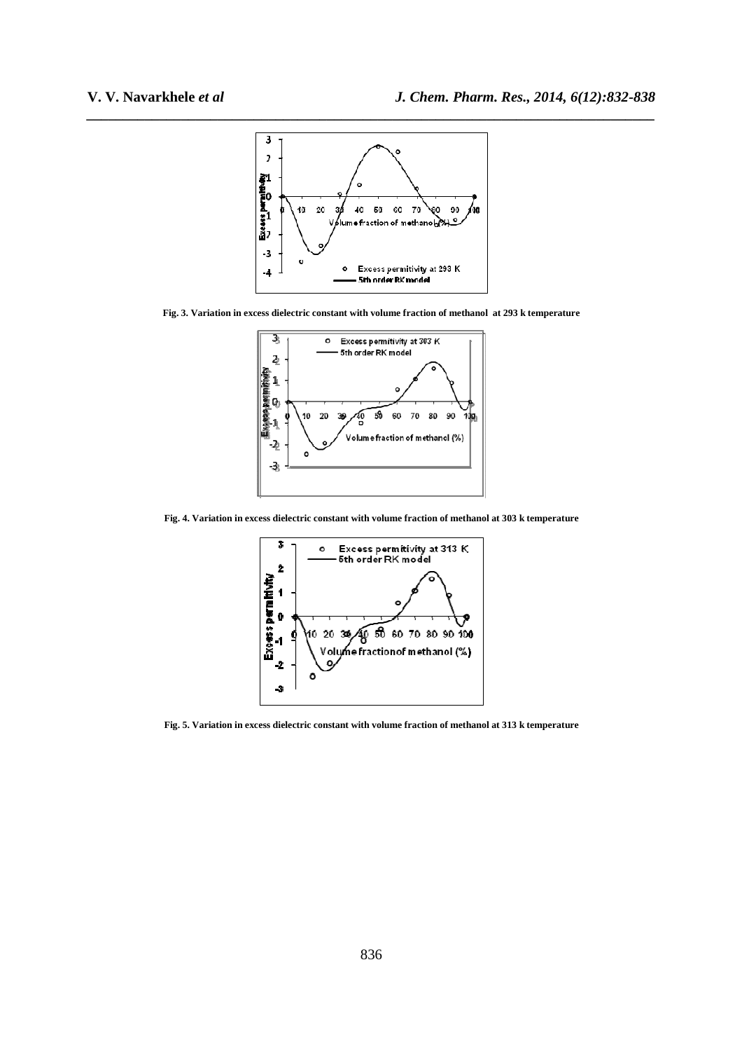Fig. 3. Variation in excess dielectric constant with volume fraction of methanol at 293 k temperature

Fig. 4. Variation in excess dielectric constant with volume fraction of methanol at 303 k temperature

Fig. 5. Variation in excess dielectric constant with volume fraction of methanol at 313 k temperature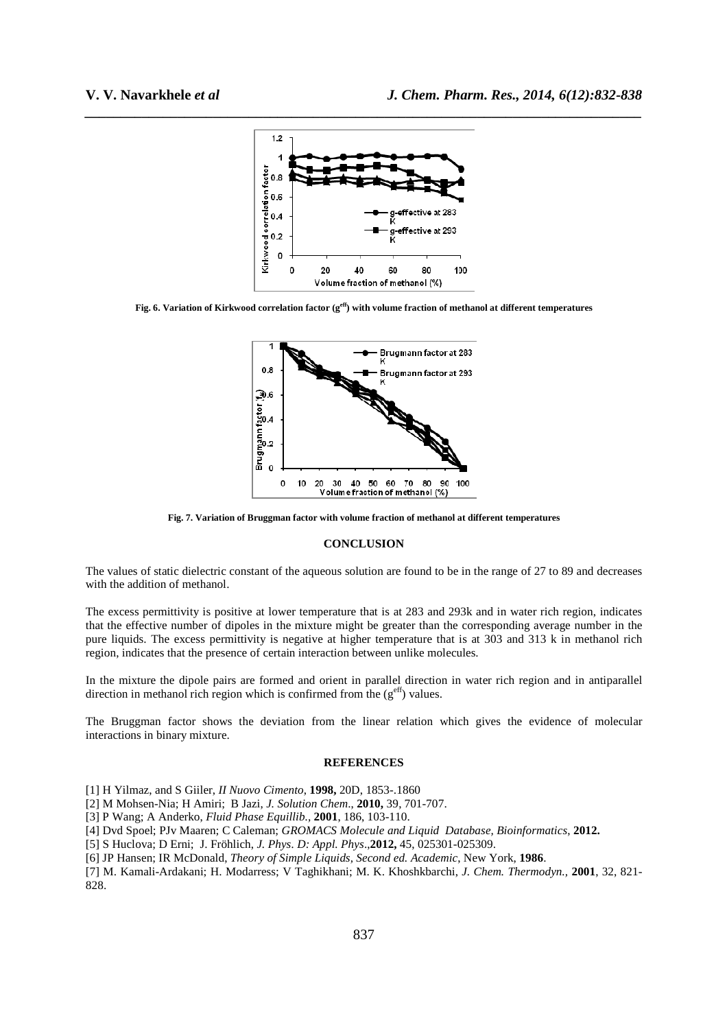Fig. 6. Variation of Kirkwood correlation factor ($g^{eff}$) with volume fraction of methanol at different temperatures

Fig. 7. Variation of Bruggman factor with volume fraction of methanol at different temperatures

## CONCLUSION

The values of static dielectric constant of the aqueous solution are found to be in the range of 27 to 89 and decreases with the addition of methanol.

The excess permittivity is positive at lower temperature that is at 283 and 293k and in water rich region, indicates that the effective number of dipoles in the mixture might be greater than the corresponding average number in the pure liquids. The excess permittivity is negative at higher temperature that is at 303 and 313 k in methanol rich region, indicates that the presence of certain interaction between unlike molecules.

In the mixture the dipole pairs are formed and orient in parallel direction in water rich region and in antiparallel direction in methanol rich region which is confirmed from the ($g^{eff}$) values.

The Bruggman factor shows the deviation from the linear relation which gives the evidence of molecular interactions in binary mixture.

## REFERENCES

[1] H Yilmaz, and S Giiler, *II Nuovo Cimento*, **1998,** 20D, 1853-.1860

[2] M Mohsen-Nia; H Amiri; B Jazi, *J. Solution Chem*., **2010,** 39, 701-707.

[3] P Wang; A Anderko, *Fluid Phase Equillib.*, **2001**, 186, 103-110.

[4] Dvd Spoel; PJv Maaren; C Caleman; *GROMACS Molecule and Liquid Database, Bioinformatics*, **2012.**

[5] S Huclova; D Erni; J. Fröhlich, *J. Phys. D: Appl. Phys*.,**2012,** 45, 025301-025309.

[6] JP Hansen; IR McDonald, *Theory of Simple Liquids, Second ed. Academic*, New York, **1986**.

[7] M. Kamali-Ardakani; H. Modarress; V Taghikhani; M. K. Khoshkbarchi, *J. Chem. Thermodyn.*, **2001**, 32, 821-828.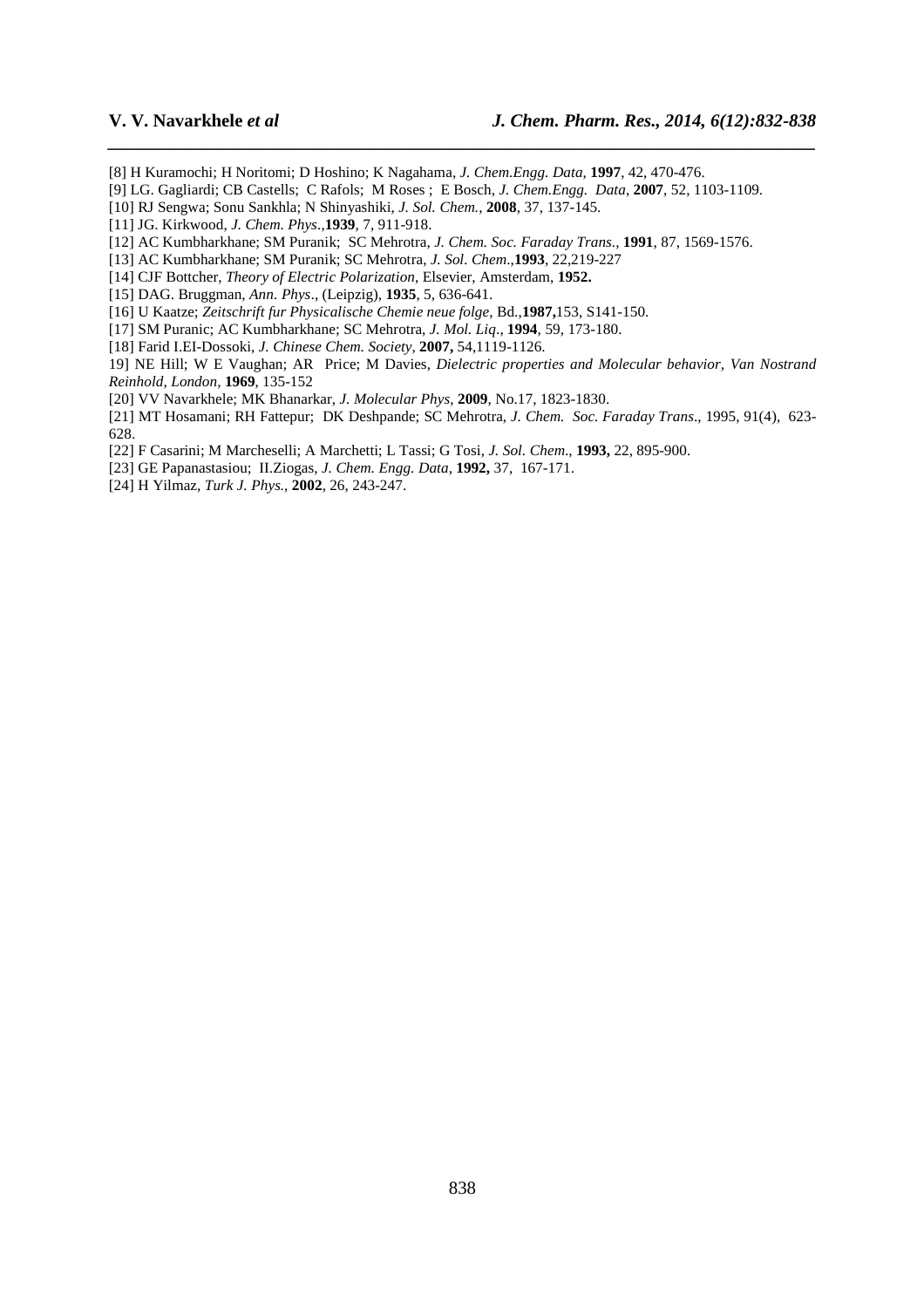[8] H Kuramochi; H Noritomi; D Hoshino; K Nagahama, *J. Chem.Engg. Data,* **1997**, 42, 470-476.

[9] LG. Gagliardi; CB Castells; C Rafols; M Roses ; E Bosch, *J. Chem.Engg. Data*, **2007**, 52, 1103-1109.

[10] RJ Sengwa; Sonu Sankhla; N Shinyashiki, *J. Sol. Chem.,* **2008**, 37, 137-145.

[11] JG. Kirkwood, *J. Chem. Phys*.,**1939**, 7, 911-918.

[12] AC Kumbharkhane; SM Puranik; SC Mehrotra, *J. Chem. Soc. Faraday Trans.,* **1991**, 87, 1569-1576.

[13] AC Kumbharkhane; SM Puranik; SC Mehrotra, *J. Sol. Chem*.,**1993**, 22,219-227

[14] CJF Bottcher, *Theory of Electric Polarization*, Elsevier, Amsterdam, **1952.**

[15] DAG. Bruggman, *Ann. Phys*., (Leipzig), **1935**, 5, 636-641.

[16] U Kaatze; *Zeitschrift fur Physicalische Chemie neue folge*, Bd.,**1987,**153, S141-150.

[17] SM Puranic; AC Kumbharkhane; SC Mehrotra, *J. Mol. Liq*., **1994**, 59, 173-180.

[18] Farid I.EI-Dossoki, *J. Chinese Chem. Society*, **2007,** 54,1119-1126.

19] NE Hill; W E Vaughan; AR Price; M Davies, *Dielectric properties and Molecular behavior, Van Nostrand Reinhold, London,* **1969**, 135-152

[20] VV Navarkhele; MK Bhanarkar, *J. Molecular Phys*, **2009**, No.17, 1823-1830.

[21] MT Hosamani; RH Fattepur; DK Deshpande; SC Mehrotra, *J. Chem. Soc. Faraday Trans*., 1995, 91(4), 623-628.

[22] F Casarini; M Marcheselli; A Marchetti; L Tassi; G Tosi, *J. Sol. Chem*., **1993,** 22, 895-900.

[23] GE Papanastasiou; II.Ziogas, *J. Chem. Engg. Data*, **1992,** 37, 167-171.

[24] H Yilmaz, *Turk J. Phys.*, **2002**, 26, 243-247.